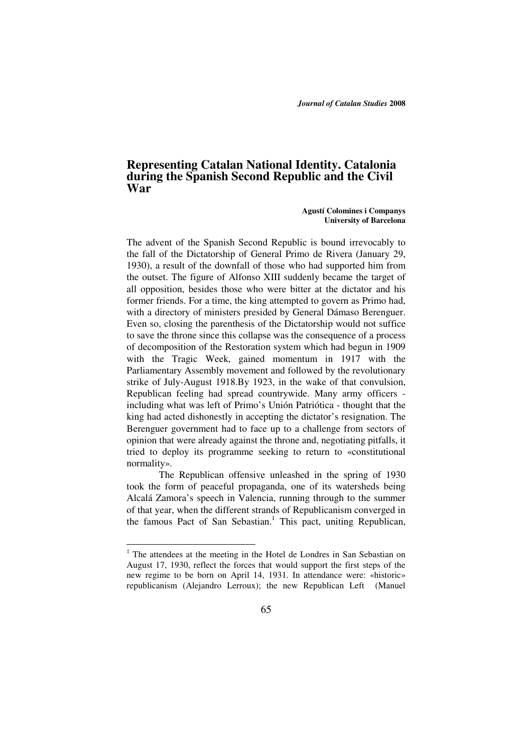# Representing Catalan National Identity. Catalonia during the Spanish Second Republic and the Civil War

**Agustí Colomines i Companys**
**University of Barcelona**

The advent of the Spanish Second Republic is bound irrevocably to the fall of the Dictatorship of General Primo de Rivera (January 29, 1930), a result of the downfall of those who had supported him from the outset. The figure of Alfonso XIII suddenly became the target of all opposition, besides those who were bitter at the dictator and his former friends. For a time, the king attempted to govern as Primo had, with a directory of ministers presided by General Dámaso Berenguer. Even so, closing the parenthesis of the Dictatorship would not suffice to save the throne since this collapse was the consequence of a process of decomposition of the Restoration system which had begun in 1909 with the Tragic Week, gained momentum in 1917 with the Parliamentary Assembly movement and followed by the revolutionary strike of July-August 1918.By 1923, in the wake of that convulsion, Republican feeling had spread countrywide. Many army officers - including what was left of Primo's Unión Patriótica - thought that the king had acted dishonestly in accepting the dictator's resignation. The Berenguer government had to face up to a challenge from sectors of opinion that were already against the throne and, negotiating pitfalls, it tried to deploy its programme seeking to return to «constitutional normality».

The Republican offensive unleashed in the spring of 1930 took the form of peaceful propaganda, one of its watersheds being Alcalá Zamora's speech in Valencia, running through to the summer of that year, when the different strands of Republicanism converged in the famous Pact of San Sebastian.[1] This pact, uniting Republican,

[1] The attendees at the meeting in the Hotel de Londres in San Sebastian on August 17, 1930, reflect the forces that would support the first steps of the new regime to be born on April 14, 1931. In attendance were: «historic» republicanism (Alejandro Lerroux); the new Republican Left (Manuel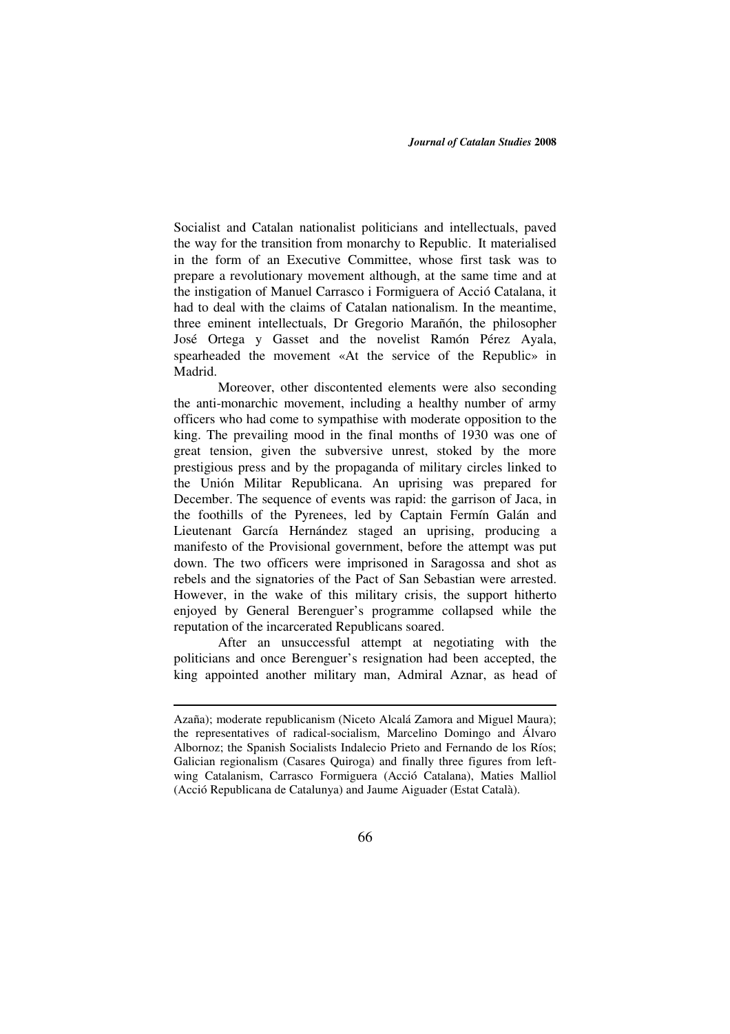Socialist and Catalan nationalist politicians and intellectuals, paved the way for the transition from monarchy to Republic. It materialised in the form of an Executive Committee, whose first task was to prepare a revolutionary movement although, at the same time and at the instigation of Manuel Carrasco i Formiguera of Acció Catalana, it had to deal with the claims of Catalan nationalism. In the meantime, three eminent intellectuals, Dr Gregorio Marañón, the philosopher José Ortega y Gasset and the novelist Ramón Pérez Ayala, spearheaded the movement «At the service of the Republic» in Madrid.

Moreover, other discontented elements were also seconding the anti-monarchic movement, including a healthy number of army officers who had come to sympathise with moderate opposition to the king. The prevailing mood in the final months of 1930 was one of great tension, given the subversive unrest, stoked by the more prestigious press and by the propaganda of military circles linked to the Unión Militar Republicana. An uprising was prepared for December. The sequence of events was rapid: the garrison of Jaca, in the foothills of the Pyrenees, led by Captain Fermín Galán and Lieutenant García Hernández staged an uprising, producing a manifesto of the Provisional government, before the attempt was put down. The two officers were imprisoned in Saragossa and shot as rebels and the signatories of the Pact of San Sebastian were arrested. However, in the wake of this military crisis, the support hitherto enjoyed by General Berenguer's programme collapsed while the reputation of the incarcerated Republicans soared.

After an unsuccessful attempt at negotiating with the politicians and once Berenguer's resignation had been accepted, the king appointed another military man, Admiral Aznar, as head of

---

Azaña); moderate republicanism (Niceto Alcalá Zamora and Miguel Maura); the representatives of radical-socialism, Marcelino Domingo and Álvaro Albornoz; the Spanish Socialists Indalecio Prieto and Fernando de los Ríos; Galician regionalism (Casares Quiroga) and finally three figures from left-wing Catalanism, Carrasco Formiguera (Acció Catalana), Maties Malliol (Acció Republicana de Catalunya) and Jaume Aiguader (Estat Català).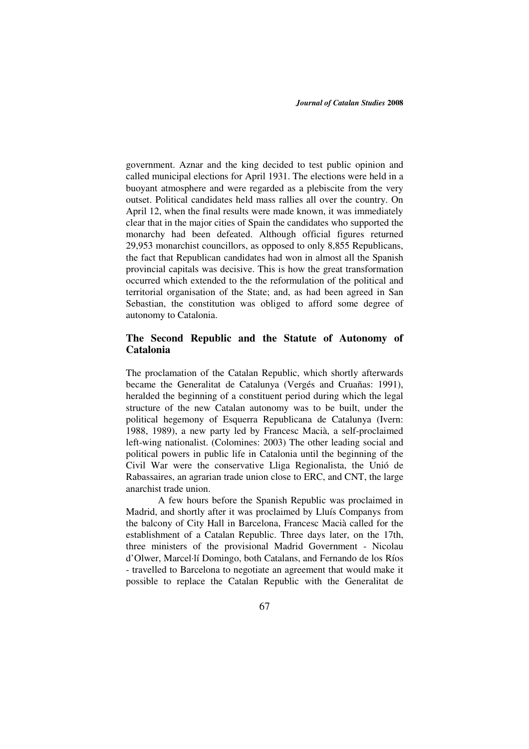government. Aznar and the king decided to test public opinion and called municipal elections for April 1931. The elections were held in a buoyant atmosphere and were regarded as a plebiscite from the very outset. Political candidates held mass rallies all over the country. On April 12, when the final results were made known, it was immediately clear that in the major cities of Spain the candidates who supported the monarchy had been defeated. Although official figures returned 29,953 monarchist councillors, as opposed to only 8,855 Republicans, the fact that Republican candidates had won in almost all the Spanish provincial capitals was decisive. This is how the great transformation occurred which extended to the the reformulation of the political and territorial organisation of the State; and, as had been agreed in San Sebastian, the constitution was obliged to afford some degree of autonomy to Catalonia.

## The Second Republic and the Statute of Autonomy of Catalonia

The proclamation of the Catalan Republic, which shortly afterwards became the Generalitat de Catalunya (Vergés and Cruañas: 1991), heralded the beginning of a constituent period during which the legal structure of the new Catalan autonomy was to be built, under the political hegemony of Esquerra Republicana de Catalunya (Ivern: 1988, 1989), a new party led by Francesc Macià, a self-proclaimed left-wing nationalist. (Colomines: 2003) The other leading social and political powers in public life in Catalonia until the beginning of the Civil War were the conservative Lliga Regionalista, the Unió de Rabassaires, an agrarian trade union close to ERC, and CNT, the large anarchist trade union.

A few hours before the Spanish Republic was proclaimed in Madrid, and shortly after it was proclaimed by Lluís Companys from the balcony of City Hall in Barcelona, Francesc Macià called for the establishment of a Catalan Republic. Three days later, on the 17th, three ministers of the provisional Madrid Government - Nicolau d'Olwer, Marcel·lí Domingo, both Catalans, and Fernando de los Ríos - travelled to Barcelona to negotiate an agreement that would make it possible to replace the Catalan Republic with the Generalitat de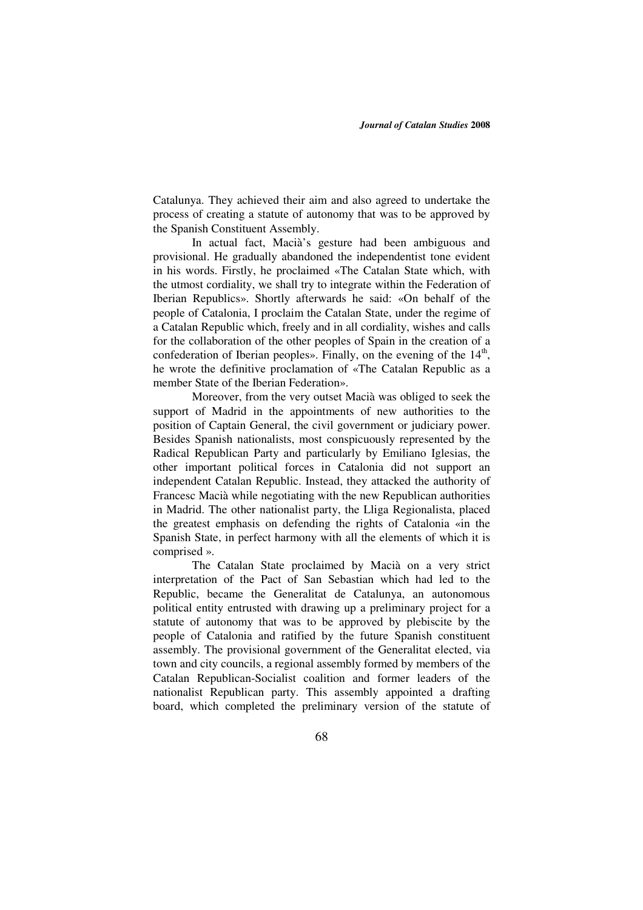Catalunya. They achieved their aim and also agreed to undertake the process of creating a statute of autonomy that was to be approved by the Spanish Constituent Assembly.

In actual fact, Macià's gesture had been ambiguous and provisional. He gradually abandoned the independentist tone evident in his words. Firstly, he proclaimed «The Catalan State which, with the utmost cordiality, we shall try to integrate within the Federation of Iberian Republics». Shortly afterwards he said: «On behalf of the people of Catalonia, I proclaim the Catalan State, under the regime of a Catalan Republic which, freely and in all cordiality, wishes and calls for the collaboration of the other peoples of Spain in the creation of a confederation of Iberian peoples». Finally, on the evening of the 14th, he wrote the definitive proclamation of «The Catalan Republic as a member State of the Iberian Federation».

Moreover, from the very outset Macià was obliged to seek the support of Madrid in the appointments of new authorities to the position of Captain General, the civil government or judiciary power. Besides Spanish nationalists, most conspicuously represented by the Radical Republican Party and particularly by Emiliano Iglesias, the other important political forces in Catalonia did not support an independent Catalan Republic. Instead, they attacked the authority of Francesc Macià while negotiating with the new Republican authorities in Madrid. The other nationalist party, the Lliga Regionalista, placed the greatest emphasis on defending the rights of Catalonia «in the Spanish State, in perfect harmony with all the elements of which it is comprised ».

The Catalan State proclaimed by Macià on a very strict interpretation of the Pact of San Sebastian which had led to the Republic, became the Generalitat de Catalunya, an autonomous political entity entrusted with drawing up a preliminary project for a statute of autonomy that was to be approved by plebiscite by the people of Catalonia and ratified by the future Spanish constituent assembly. The provisional government of the Generalitat elected, via town and city councils, a regional assembly formed by members of the Catalan Republican-Socialist coalition and former leaders of the nationalist Republican party. This assembly appointed a drafting board, which completed the preliminary version of the statute of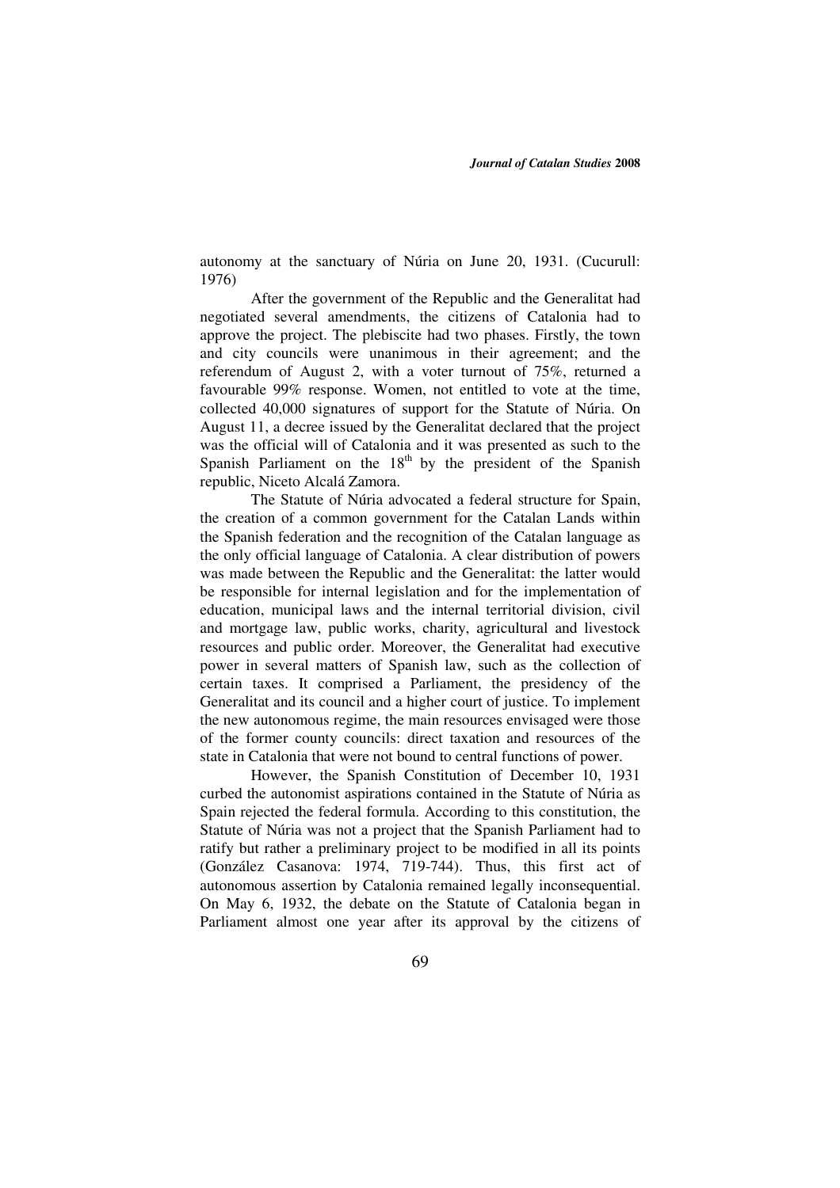autonomy at the sanctuary of Núria on June 20, 1931. (Cucurull: 1976)

After the government of the Republic and the Generalitat had negotiated several amendments, the citizens of Catalonia had to approve the project. The plebiscite had two phases. Firstly, the town and city councils were unanimous in their agreement; and the referendum of August 2, with a voter turnout of 75%, returned a favourable 99% response. Women, not entitled to vote at the time, collected 40,000 signatures of support for the Statute of Núria. On August 11, a decree issued by the Generalitat declared that the project was the official will of Catalonia and it was presented as such to the Spanish Parliament on the 18th by the president of the Spanish republic, Niceto Alcalá Zamora.

The Statute of Núria advocated a federal structure for Spain, the creation of a common government for the Catalan Lands within the Spanish federation and the recognition of the Catalan language as the only official language of Catalonia. A clear distribution of powers was made between the Republic and the Generalitat: the latter would be responsible for internal legislation and for the implementation of education, municipal laws and the internal territorial division, civil and mortgage law, public works, charity, agricultural and livestock resources and public order. Moreover, the Generalitat had executive power in several matters of Spanish law, such as the collection of certain taxes. It comprised a Parliament, the presidency of the Generalitat and its council and a higher court of justice. To implement the new autonomous regime, the main resources envisaged were those of the former county councils: direct taxation and resources of the state in Catalonia that were not bound to central functions of power.

However, the Spanish Constitution of December 10, 1931 curbed the autonomist aspirations contained in the Statute of Núria as Spain rejected the federal formula. According to this constitution, the Statute of Núria was not a project that the Spanish Parliament had to ratify but rather a preliminary project to be modified in all its points (González Casanova: 1974, 719-744). Thus, this first act of autonomous assertion by Catalonia remained legally inconsequential. On May 6, 1932, the debate on the Statute of Catalonia began in Parliament almost one year after its approval by the citizens of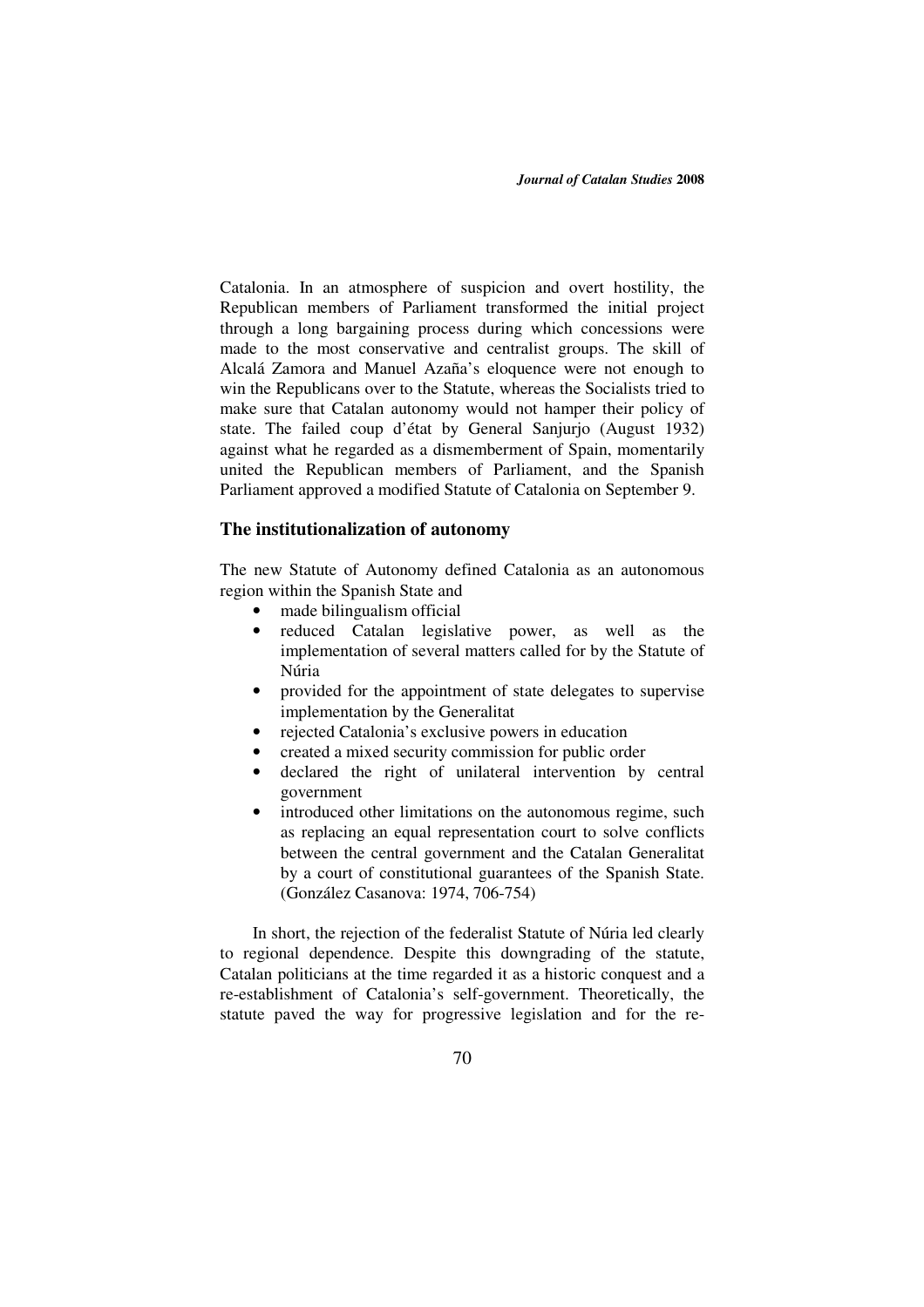Catalonia. In an atmosphere of suspicion and overt hostility, the Republican members of Parliament transformed the initial project through a long bargaining process during which concessions were made to the most conservative and centralist groups. The skill of Alcalá Zamora and Manuel Azaña's eloquence were not enough to win the Republicans over to the Statute, whereas the Socialists tried to make sure that Catalan autonomy would not hamper their policy of state. The failed coup d'état by General Sanjurjo (August 1932) against what he regarded as a dismemberment of Spain, momentarily united the Republican members of Parliament, and the Spanish Parliament approved a modified Statute of Catalonia on September 9.

## The institutionalization of autonomy

The new Statute of Autonomy defined Catalonia as an autonomous region within the Spanish State and

- made bilingualism official
- reduced Catalan legislative power, as well as the implementation of several matters called for by the Statute of Núria
- provided for the appointment of state delegates to supervise implementation by the Generalitat
- rejected Catalonia's exclusive powers in education
- created a mixed security commission for public order
- declared the right of unilateral intervention by central government
- introduced other limitations on the autonomous regime, such as replacing an equal representation court to solve conflicts between the central government and the Catalan Generalitat by a court of constitutional guarantees of the Spanish State. (González Casanova: 1974, 706-754)

In short, the rejection of the federalist Statute of Núria led clearly to regional dependence. Despite this downgrading of the statute, Catalan politicians at the time regarded it as a historic conquest and a re-establishment of Catalonia's self-government. Theoretically, the statute paved the way for progressive legislation and for the re-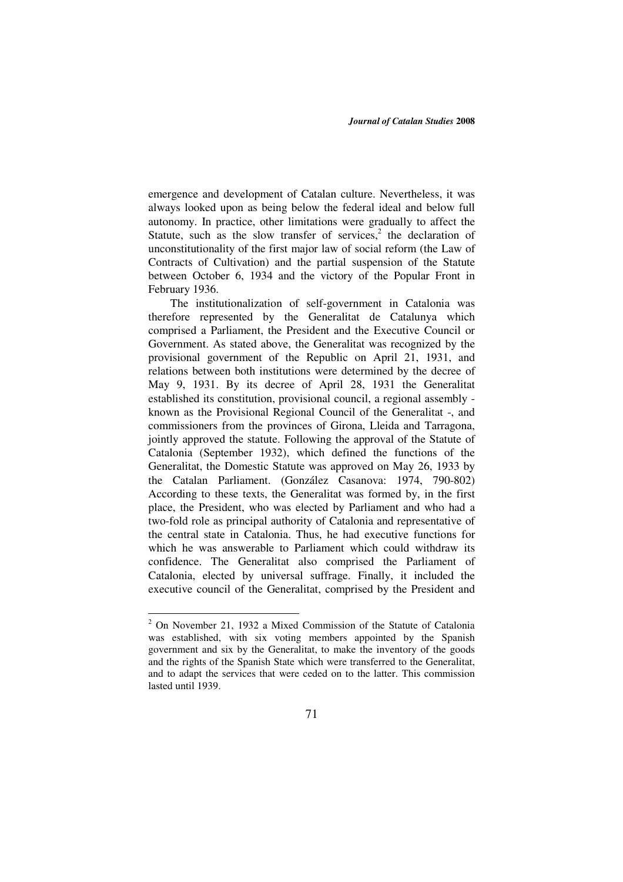emergence and development of Catalan culture. Nevertheless, it was always looked upon as being below the federal ideal and below full autonomy. In practice, other limitations were gradually to affect the Statute, such as the slow transfer of services,[2] the declaration of unconstitutionality of the first major law of social reform (the Law of Contracts of Cultivation) and the partial suspension of the Statute between October 6, 1934 and the victory of the Popular Front in February 1936.

The institutionalization of self-government in Catalonia was therefore represented by the Generalitat de Catalunya which comprised a Parliament, the President and the Executive Council or Government. As stated above, the Generalitat was recognized by the provisional government of the Republic on April 21, 1931, and relations between both institutions were determined by the decree of May 9, 1931. By its decree of April 28, 1931 the Generalitat established its constitution, provisional council, a regional assembly - known as the Provisional Regional Council of the Generalitat -, and commissioners from the provinces of Girona, Lleida and Tarragona, jointly approved the statute. Following the approval of the Statute of Catalonia (September 1932), which defined the functions of the Generalitat, the Domestic Statute was approved on May 26, 1933 by the Catalan Parliament. (González Casanova: 1974, 790-802) According to these texts, the Generalitat was formed by, in the first place, the President, who was elected by Parliament and who had a two-fold role as principal authority of Catalonia and representative of the central state in Catalonia. Thus, he had executive functions for which he was answerable to Parliament which could withdraw its confidence. The Generalitat also comprised the Parliament of Catalonia, elected by universal suffrage. Finally, it included the executive council of the Generalitat, comprised by the President and

---

[2] On November 21, 1932 a Mixed Commission of the Statute of Catalonia was established, with six voting members appointed by the Spanish government and six by the Generalitat, to make the inventory of the goods and the rights of the Spanish State which were transferred to the Generalitat, and to adapt the services that were ceded on to the latter. This commission lasted until 1939.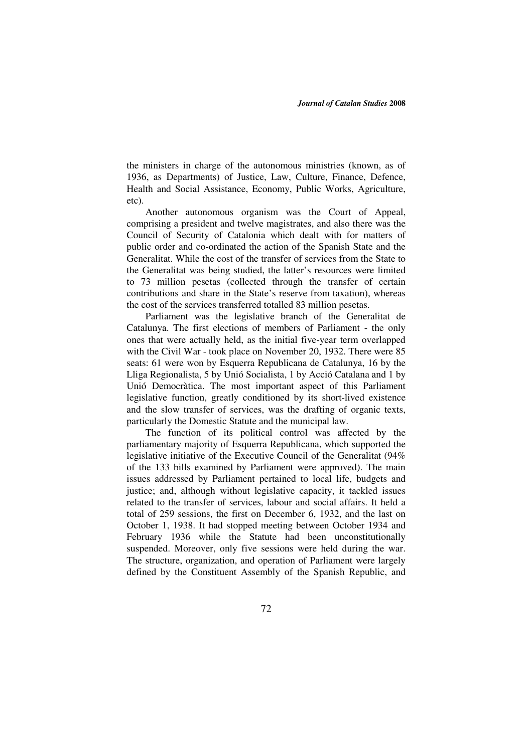the ministers in charge of the autonomous ministries (known, as of 1936, as Departments) of Justice, Law, Culture, Finance, Defence, Health and Social Assistance, Economy, Public Works, Agriculture, etc).

Another autonomous organism was the Court of Appeal, comprising a president and twelve magistrates, and also there was the Council of Security of Catalonia which dealt with for matters of public order and co-ordinated the action of the Spanish State and the Generalitat. While the cost of the transfer of services from the State to the Generalitat was being studied, the latter's resources were limited to 73 million pesetas (collected through the transfer of certain contributions and share in the State's reserve from taxation), whereas the cost of the services transferred totalled 83 million pesetas.

Parliament was the legislative branch of the Generalitat de Catalunya. The first elections of members of Parliament - the only ones that were actually held, as the initial five-year term overlapped with the Civil War - took place on November 20, 1932. There were 85 seats: 61 were won by Esquerra Republicana de Catalunya, 16 by the Lliga Regionalista, 5 by Unió Socialista, 1 by Acció Catalana and 1 by Unió Democràtica. The most important aspect of this Parliament legislative function, greatly conditioned by its short-lived existence and the slow transfer of services, was the drafting of organic texts, particularly the Domestic Statute and the municipal law.

The function of its political control was affected by the parliamentary majority of Esquerra Republicana, which supported the legislative initiative of the Executive Council of the Generalitat (94% of the 133 bills examined by Parliament were approved). The main issues addressed by Parliament pertained to local life, budgets and justice; and, although without legislative capacity, it tackled issues related to the transfer of services, labour and social affairs. It held a total of 259 sessions, the first on December 6, 1932, and the last on October 1, 1938. It had stopped meeting between October 1934 and February 1936 while the Statute had been unconstitutionally suspended. Moreover, only five sessions were held during the war. The structure, organization, and operation of Parliament were largely defined by the Constituent Assembly of the Spanish Republic, and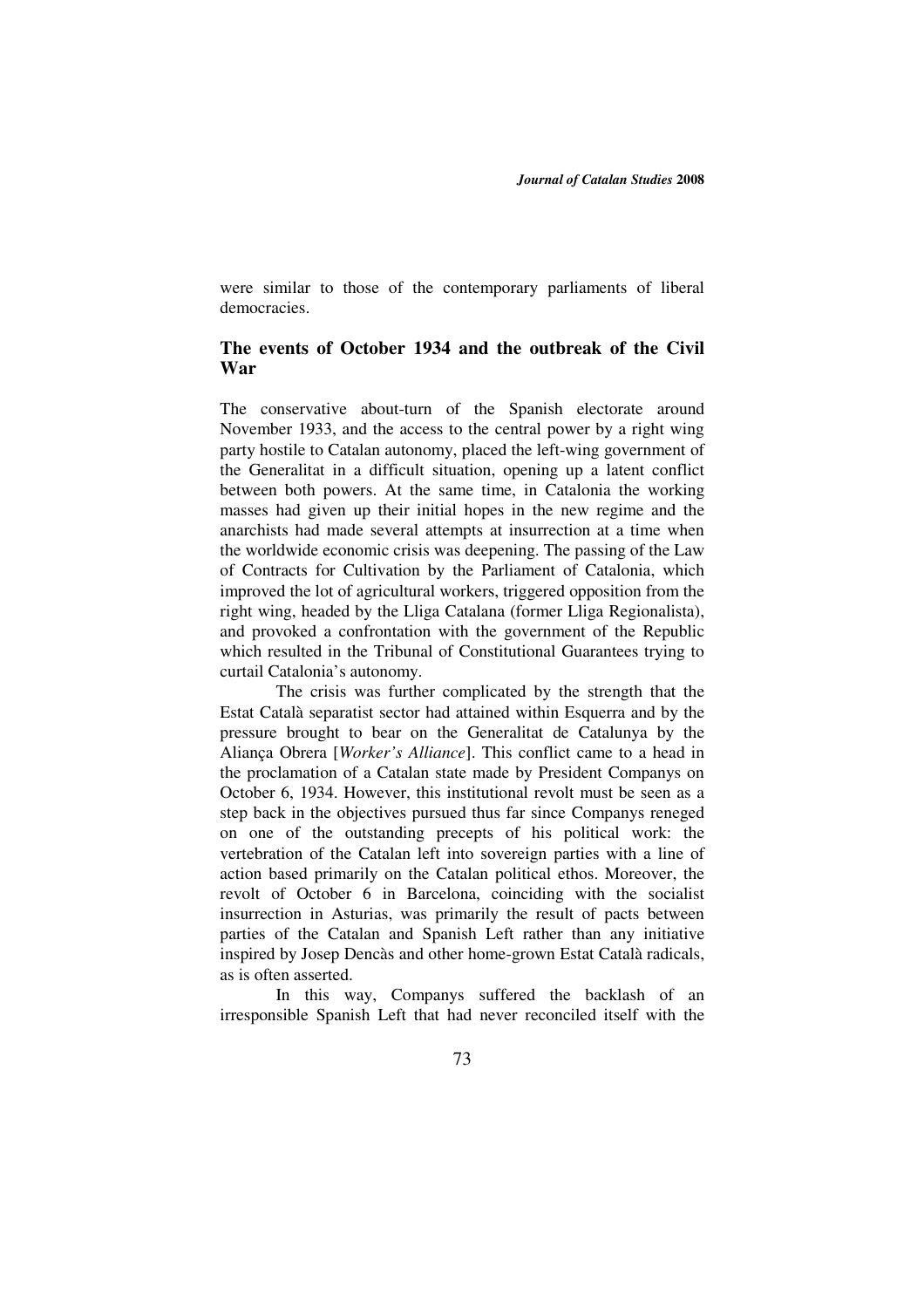were similar to those of the contemporary parliaments of liberal democracies.

## The events of October 1934 and the outbreak of the Civil War

The conservative about-turn of the Spanish electorate around November 1933, and the access to the central power by a right wing party hostile to Catalan autonomy, placed the left-wing government of the Generalitat in a difficult situation, opening up a latent conflict between both powers. At the same time, in Catalonia the working masses had given up their initial hopes in the new regime and the anarchists had made several attempts at insurrection at a time when the worldwide economic crisis was deepening. The passing of the Law of Contracts for Cultivation by the Parliament of Catalonia, which improved the lot of agricultural workers, triggered opposition from the right wing, headed by the Lliga Catalana (former Lliga Regionalista), and provoked a confrontation with the government of the Republic which resulted in the Tribunal of Constitutional Guarantees trying to curtail Catalonia's autonomy.

The crisis was further complicated by the strength that the Estat Català separatist sector had attained within Esquerra and by the pressure brought to bear on the Generalitat de Catalunya by the Aliança Obrera [*Worker's Alliance*]. This conflict came to a head in the proclamation of a Catalan state made by President Companys on October 6, 1934. However, this institutional revolt must be seen as a step back in the objectives pursued thus far since Companys reneged on one of the outstanding precepts of his political work: the vertebration of the Catalan left into sovereign parties with a line of action based primarily on the Catalan political ethos. Moreover, the revolt of October 6 in Barcelona, coinciding with the socialist insurrection in Asturias, was primarily the result of pacts between parties of the Catalan and Spanish Left rather than any initiative inspired by Josep Dencàs and other home-grown Estat Català radicals, as is often asserted.

In this way, Companys suffered the backlash of an irresponsible Spanish Left that had never reconciled itself with the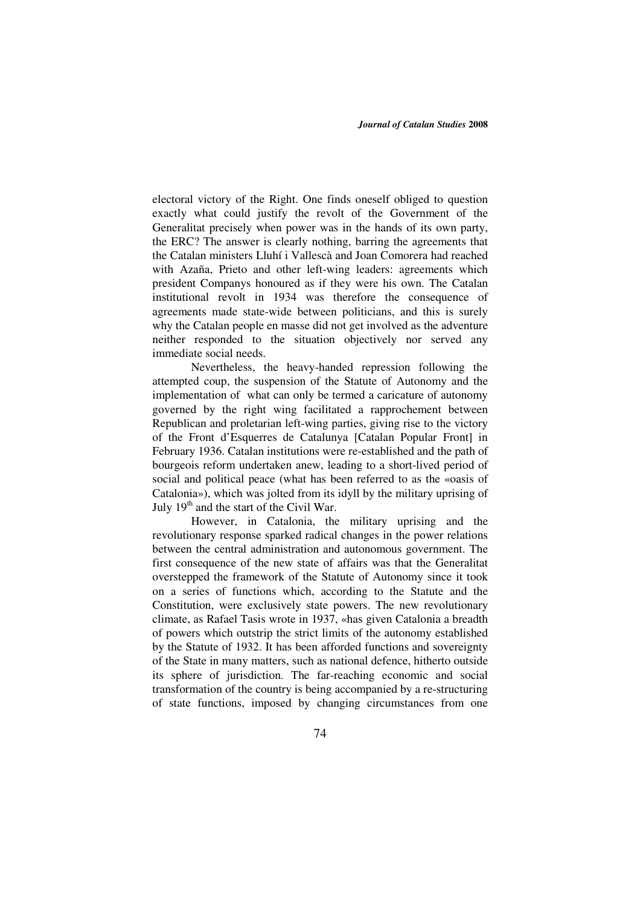electoral victory of the Right. One finds oneself obliged to question exactly what could justify the revolt of the Government of the Generalitat precisely when power was in the hands of its own party, the ERC? The answer is clearly nothing, barring the agreements that the Catalan ministers Lluhí i Vallescà and Joan Comorera had reached with Azaña, Prieto and other left-wing leaders: agreements which president Companys honoured as if they were his own. The Catalan institutional revolt in 1934 was therefore the consequence of agreements made state-wide between politicians, and this is surely why the Catalan people en masse did not get involved as the adventure neither responded to the situation objectively nor served any immediate social needs.

Nevertheless, the heavy-handed repression following the attempted coup, the suspension of the Statute of Autonomy and the implementation of what can only be termed a caricature of autonomy governed by the right wing facilitated a rapprochement between Republican and proletarian left-wing parties, giving rise to the victory of the Front d'Esquerres de Catalunya [Catalan Popular Front] in February 1936. Catalan institutions were re-established and the path of bourgeois reform undertaken anew, leading to a short-lived period of social and political peace (what has been referred to as the «oasis of Catalonia»), which was jolted from its idyll by the military uprising of July 19th and the start of the Civil War.

However, in Catalonia, the military uprising and the revolutionary response sparked radical changes in the power relations between the central administration and autonomous government. The first consequence of the new state of affairs was that the Generalitat overstepped the framework of the Statute of Autonomy since it took on a series of functions which, according to the Statute and the Constitution, were exclusively state powers. The new revolutionary climate, as Rafael Tasis wrote in 1937, «has given Catalonia a breadth of powers which outstrip the strict limits of the autonomy established by the Statute of 1932. It has been afforded functions and sovereignty of the State in many matters, such as national defence, hitherto outside its sphere of jurisdiction. The far-reaching economic and social transformation of the country is being accompanied by a re-structuring of state functions, imposed by changing circumstances from one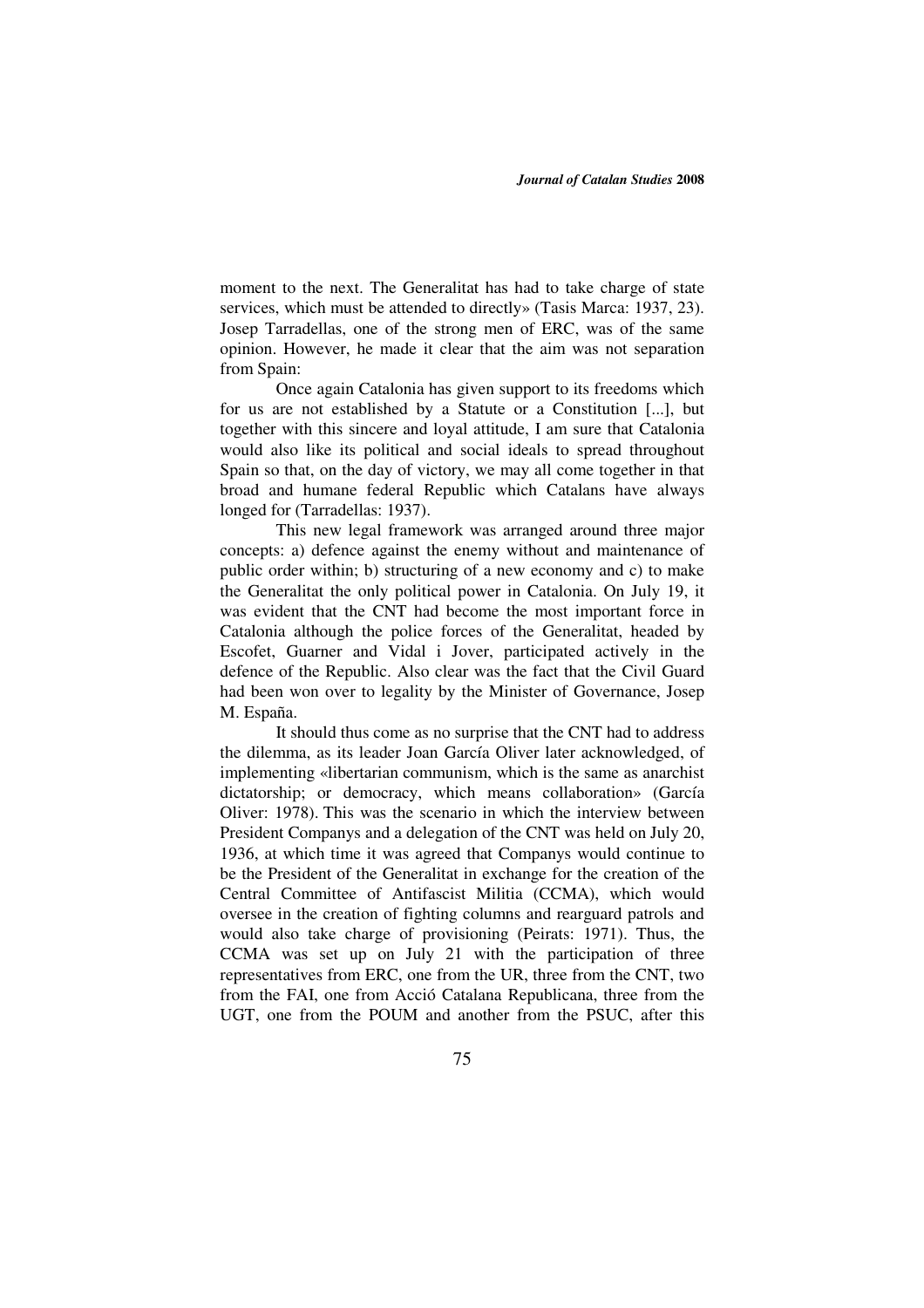moment to the next. The Generalitat has had to take charge of state services, which must be attended to directly» (Tasis Marca: 1937, 23). Josep Tarradellas, one of the strong men of ERC, was of the same opinion. However, he made it clear that the aim was not separation from Spain:

Once again Catalonia has given support to its freedoms which for us are not established by a Statute or a Constitution [...], but together with this sincere and loyal attitude, I am sure that Catalonia would also like its political and social ideals to spread throughout Spain so that, on the day of victory, we may all come together in that broad and humane federal Republic which Catalans have always longed for (Tarradellas: 1937).

This new legal framework was arranged around three major concepts: a) defence against the enemy without and maintenance of public order within; b) structuring of a new economy and c) to make the Generalitat the only political power in Catalonia. On July 19, it was evident that the CNT had become the most important force in Catalonia although the police forces of the Generalitat, headed by Escofet, Guarner and Vidal i Jover, participated actively in the defence of the Republic. Also clear was the fact that the Civil Guard had been won over to legality by the Minister of Governance, Josep M. España.

It should thus come as no surprise that the CNT had to address the dilemma, as its leader Joan García Oliver later acknowledged, of implementing «libertarian communism, which is the same as anarchist dictatorship; or democracy, which means collaboration» (García Oliver: 1978). This was the scenario in which the interview between President Companys and a delegation of the CNT was held on July 20, 1936, at which time it was agreed that Companys would continue to be the President of the Generalitat in exchange for the creation of the Central Committee of Antifascist Militia (CCMA), which would oversee in the creation of fighting columns and rearguard patrols and would also take charge of provisioning (Peirats: 1971). Thus, the CCMA was set up on July 21 with the participation of three representatives from ERC, one from the UR, three from the CNT, two from the FAI, one from Acció Catalana Republicana, three from the UGT, one from the POUM and another from the PSUC, after this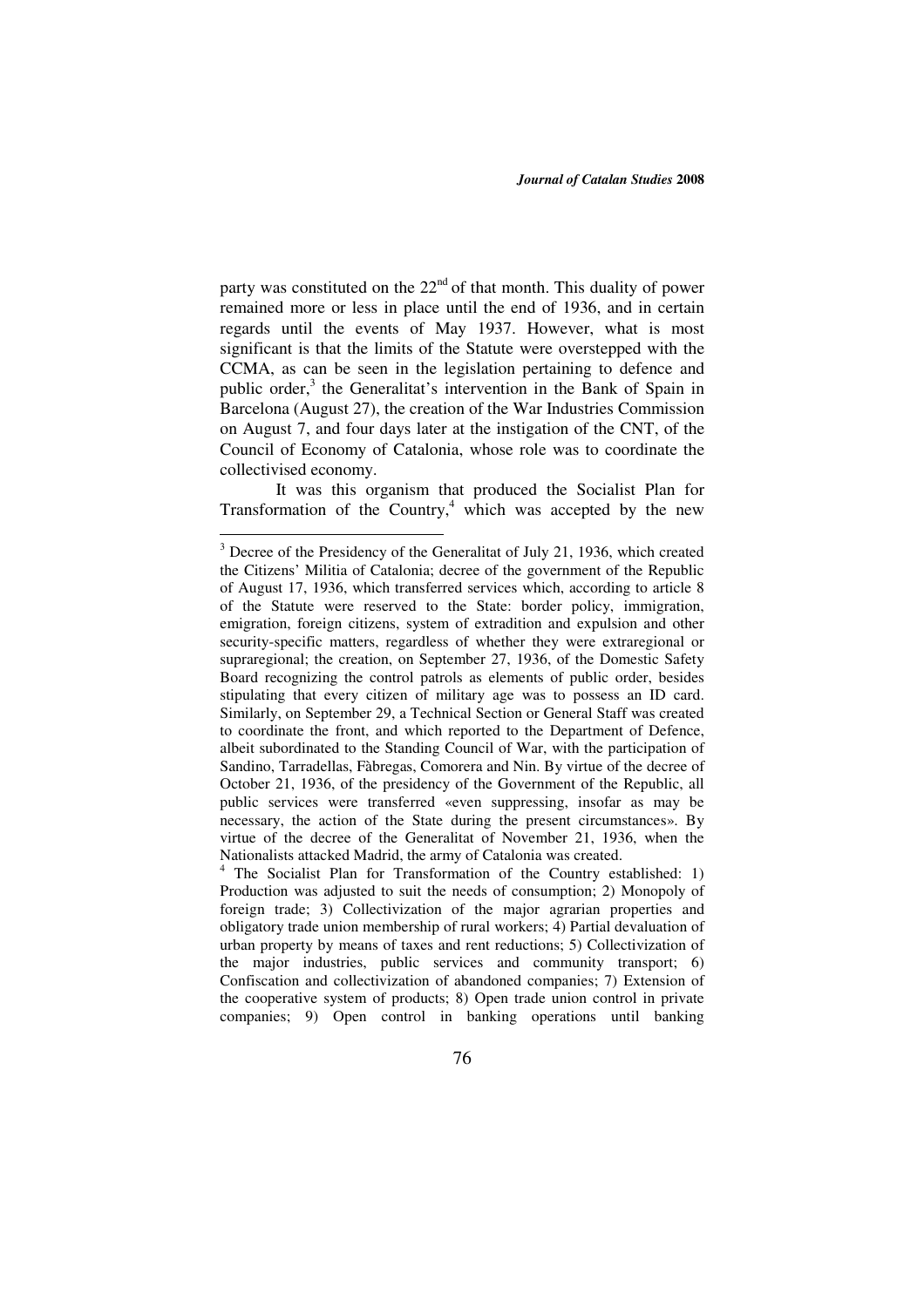party was constituted on the 22nd of that month. This duality of power remained more or less in place until the end of 1936, and in certain regards until the events of May 1937. However, what is most significant is that the limits of the Statute were overstepped with the CCMA, as can be seen in the legislation pertaining to defence and public order,[3] the Generalitat's intervention in the Bank of Spain in Barcelona (August 27), the creation of the War Industries Commission on August 7, and four days later at the instigation of the CNT, of the Council of Economy of Catalonia, whose role was to coordinate the collectivised economy.

It was this organism that produced the Socialist Plan for Transformation of the Country,[4] which was accepted by the new

---

[3] Decree of the Presidency of the Generalitat of July 21, 1936, which created the Citizens' Militia of Catalonia; decree of the government of the Republic of August 17, 1936, which transferred services which, according to article 8 of the Statute were reserved to the State: border policy, immigration, emigration, foreign citizens, system of extradition and expulsion and other security-specific matters, regardless of whether they were extraregional or supraregional; the creation, on September 27, 1936, of the Domestic Safety Board recognizing the control patrols as elements of public order, besides stipulating that every citizen of military age was to possess an ID card. Similarly, on September 29, a Technical Section or General Staff was created to coordinate the front, and which reported to the Department of Defence, albeit subordinated to the Standing Council of War, with the participation of Sandino, Tarradellas, Fàbregas, Comorera and Nin. By virtue of the decree of October 21, 1936, of the presidency of the Government of the Republic, all public services were transferred «even suppressing, insofar as may be necessary, the action of the State during the present circumstances». By virtue of the decree of the Generalitat of November 21, 1936, when the Nationalists attacked Madrid, the army of Catalonia was created.

[4] The Socialist Plan for Transformation of the Country established: 1) Production was adjusted to suit the needs of consumption; 2) Monopoly of foreign trade; 3) Collectivization of the major agrarian properties and obligatory trade union membership of rural workers; 4) Partial devaluation of urban property by means of taxes and rent reductions; 5) Collectivization of the major industries, public services and community transport; 6) Confiscation and collectivization of abandoned companies; 7) Extension of the cooperative system of products; 8) Open trade union control in private companies; 9) Open control in banking operations until banking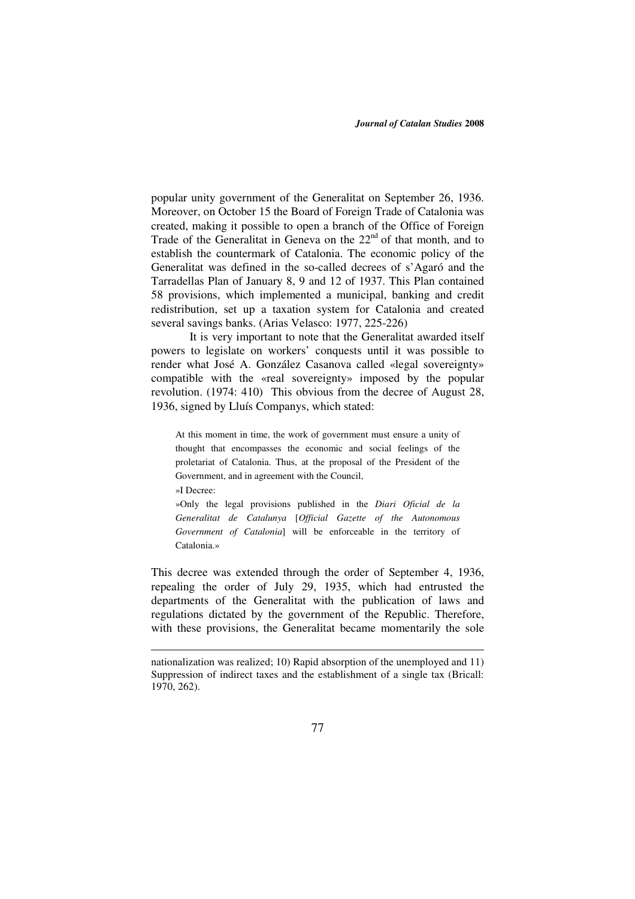popular unity government of the Generalitat on September 26, 1936. Moreover, on October 15 the Board of Foreign Trade of Catalonia was created, making it possible to open a branch of the Office of Foreign Trade of the Generalitat in Geneva on the 22nd of that month, and to establish the countermark of Catalonia. The economic policy of the Generalitat was defined in the so-called decrees of s'Agaró and the Tarradellas Plan of January 8, 9 and 12 of 1937. This Plan contained 58 provisions, which implemented a municipal, banking and credit redistribution, set up a taxation system for Catalonia and created several savings banks. (Arias Velasco: 1977, 225-226)

It is very important to note that the Generalitat awarded itself powers to legislate on workers' conquests until it was possible to render what José A. González Casanova called «legal sovereignty» compatible with the «real sovereignty» imposed by the popular revolution. (1974: 410) This obvious from the decree of August 28, 1936, signed by Lluís Companys, which stated:

> At this moment in time, the work of government must ensure a unity of thought that encompasses the economic and social feelings of the proletariat of Catalonia. Thus, at the proposal of the President of the Government, and in agreement with the Council,
>
> »I Decree:
>
> »Only the legal provisions published in the *Diari Oficial de la Generalitat de Catalunya* [*Official Gazette of the Autonomous Government of Catalonia*] will be enforceable in the territory of Catalonia.»

This decree was extended through the order of September 4, 1936, repealing the order of July 29, 1935, which had entrusted the departments of the Generalitat with the publication of laws and regulations dictated by the government of the Republic. Therefore, with these provisions, the Generalitat became momentarily the sole

---

nationalization was realized; 10) Rapid absorption of the unemployed and 11) Suppression of indirect taxes and the establishment of a single tax (Bricall: 1970, 262).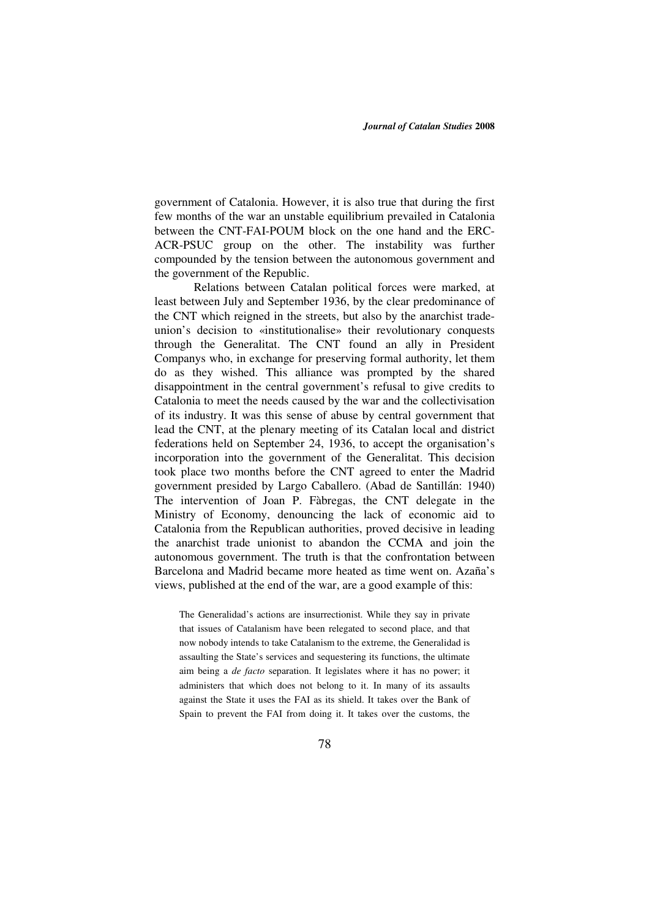government of Catalonia. However, it is also true that during the first few months of the war an unstable equilibrium prevailed in Catalonia between the CNT-FAI-POUM block on the one hand and the ERC-ACR-PSUC group on the other. The instability was further compounded by the tension between the autonomous government and the government of the Republic.

Relations between Catalan political forces were marked, at least between July and September 1936, by the clear predominance of the CNT which reigned in the streets, but also by the anarchist trade-union's decision to «institutionalise» their revolutionary conquests through the Generalitat. The CNT found an ally in President Companys who, in exchange for preserving formal authority, let them do as they wished. This alliance was prompted by the shared disappointment in the central government's refusal to give credits to Catalonia to meet the needs caused by the war and the collectivisation of its industry. It was this sense of abuse by central government that lead the CNT, at the plenary meeting of its Catalan local and district federations held on September 24, 1936, to accept the organisation's incorporation into the government of the Generalitat. This decision took place two months before the CNT agreed to enter the Madrid government presided by Largo Caballero. (Abad de Santillán: 1940) The intervention of Joan P. Fàbregas, the CNT delegate in the Ministry of Economy, denouncing the lack of economic aid to Catalonia from the Republican authorities, proved decisive in leading the anarchist trade unionist to abandon the CCMA and join the autonomous government. The truth is that the confrontation between Barcelona and Madrid became more heated as time went on. Azaña's views, published at the end of the war, are a good example of this:

> The Generalidad's actions are insurrectionist. While they say in private that issues of Catalanism have been relegated to second place, and that now nobody intends to take Catalanism to the extreme, the Generalidad is assaulting the State's services and sequestering its functions, the ultimate aim being a *de facto* separation. It legislates where it has no power; it administers that which does not belong to it. In many of its assaults against the State it uses the FAI as its shield. It takes over the Bank of Spain to prevent the FAI from doing it. It takes over the customs, the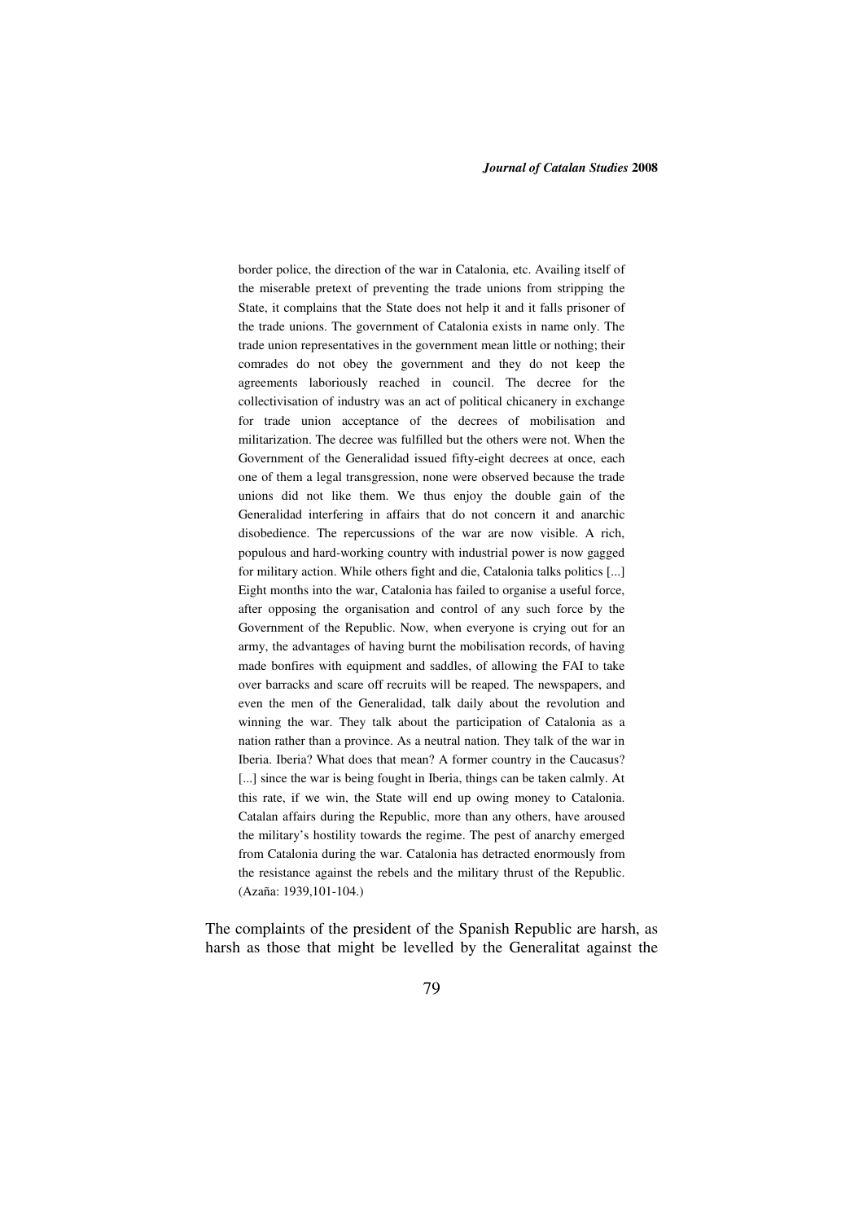> border police, the direction of the war in Catalonia, etc. Availing itself of the miserable pretext of preventing the trade unions from stripping the State, it complains that the State does not help it and it falls prisoner of the trade unions. The government of Catalonia exists in name only. The trade union representatives in the government mean little or nothing; their comrades do not obey the government and they do not keep the agreements laboriously reached in council. The decree for the collectivisation of industry was an act of political chicanery in exchange for trade union acceptance of the decrees of mobilisation and militarization. The decree was fulfilled but the others were not. When the Government of the Generalidad issued fifty-eight decrees at once, each one of them a legal transgression, none were observed because the trade unions did not like them. We thus enjoy the double gain of the Generalidad interfering in affairs that do not concern it and anarchic disobedience. The repercussions of the war are now visible. A rich, populous and hard-working country with industrial power is now gagged for military action. While others fight and die, Catalonia talks politics [...] Eight months into the war, Catalonia has failed to organise a useful force, after opposing the organisation and control of any such force by the Government of the Republic. Now, when everyone is crying out for an army, the advantages of having burnt the mobilisation records, of having made bonfires with equipment and saddles, of allowing the FAI to take over barracks and scare off recruits will be reaped. The newspapers, and even the men of the Generalidad, talk daily about the revolution and winning the war. They talk about the participation of Catalonia as a nation rather than a province. As a neutral nation. They talk of the war in Iberia. Iberia? What does that mean? A former country in the Caucasus? [...] since the war is being fought in Iberia, things can be taken calmly. At this rate, if we win, the State will end up owing money to Catalonia. Catalan affairs during the Republic, more than any others, have aroused the military's hostility towards the regime. The pest of anarchy emerged from Catalonia during the war. Catalonia has detracted enormously from the resistance against the rebels and the military thrust of the Republic. (Azaña: 1939,101-104.)

The complaints of the president of the Spanish Republic are harsh, as harsh as those that might be levelled by the Generalitat against the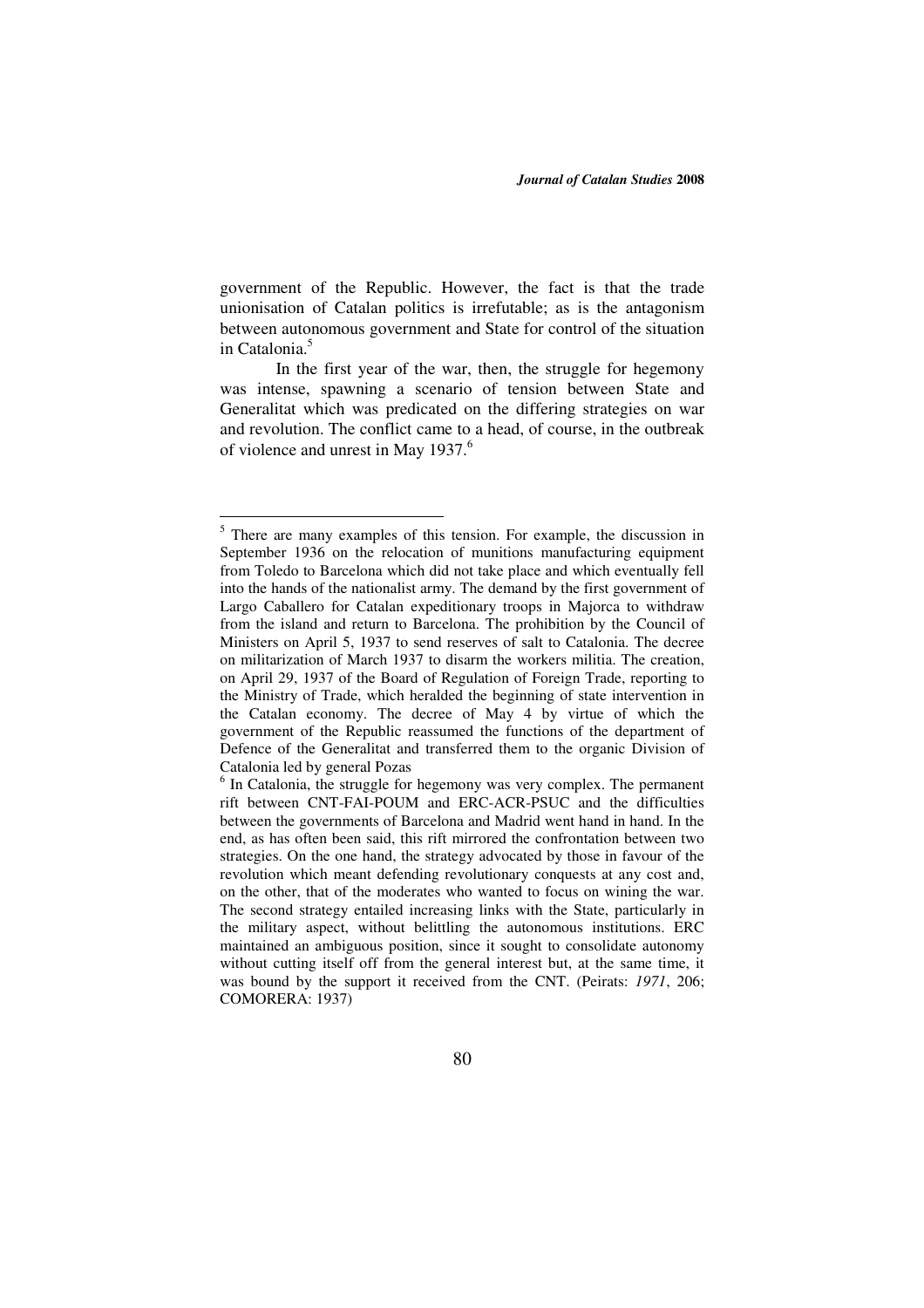government of the Republic. However, the fact is that the trade unionisation of Catalan politics is irrefutable; as is the antagonism between autonomous government and State for control of the situation in Catalonia.[5]

In the first year of the war, then, the struggle for hegemony was intense, spawning a scenario of tension between State and Generalitat which was predicated on the differing strategies on war and revolution. The conflict came to a head, of course, in the outbreak of violence and unrest in May 1937.[6]

---

[5] There are many examples of this tension. For example, the discussion in September 1936 on the relocation of munitions manufacturing equipment from Toledo to Barcelona which did not take place and which eventually fell into the hands of the nationalist army. The demand by the first government of Largo Caballero for Catalan expeditionary troops in Majorca to withdraw from the island and return to Barcelona. The prohibition by the Council of Ministers on April 5, 1937 to send reserves of salt to Catalonia. The decree on militarization of March 1937 to disarm the workers militia. The creation, on April 29, 1937 of the Board of Regulation of Foreign Trade, reporting to the Ministry of Trade, which heralded the beginning of state intervention in the Catalan economy. The decree of May 4 by virtue of which the government of the Republic reassumed the functions of the department of Defence of the Generalitat and transferred them to the organic Division of Catalonia led by general Pozas

[6] In Catalonia, the struggle for hegemony was very complex. The permanent rift between CNT-FAI-POUM and ERC-ACR-PSUC and the difficulties between the governments of Barcelona and Madrid went hand in hand. In the end, as has often been said, this rift mirrored the confrontation between two strategies. On the one hand, the strategy advocated by those in favour of the revolution which meant defending revolutionary conquests at any cost and, on the other, that of the moderates who wanted to focus on wining the war. The second strategy entailed increasing links with the State, particularly in the military aspect, without belittling the autonomous institutions. ERC maintained an ambiguous position, since it sought to consolidate autonomy without cutting itself off from the general interest but, at the same time, it was bound by the support it received from the CNT. (Peirats: *1971*, 206; COMORERA: 1937)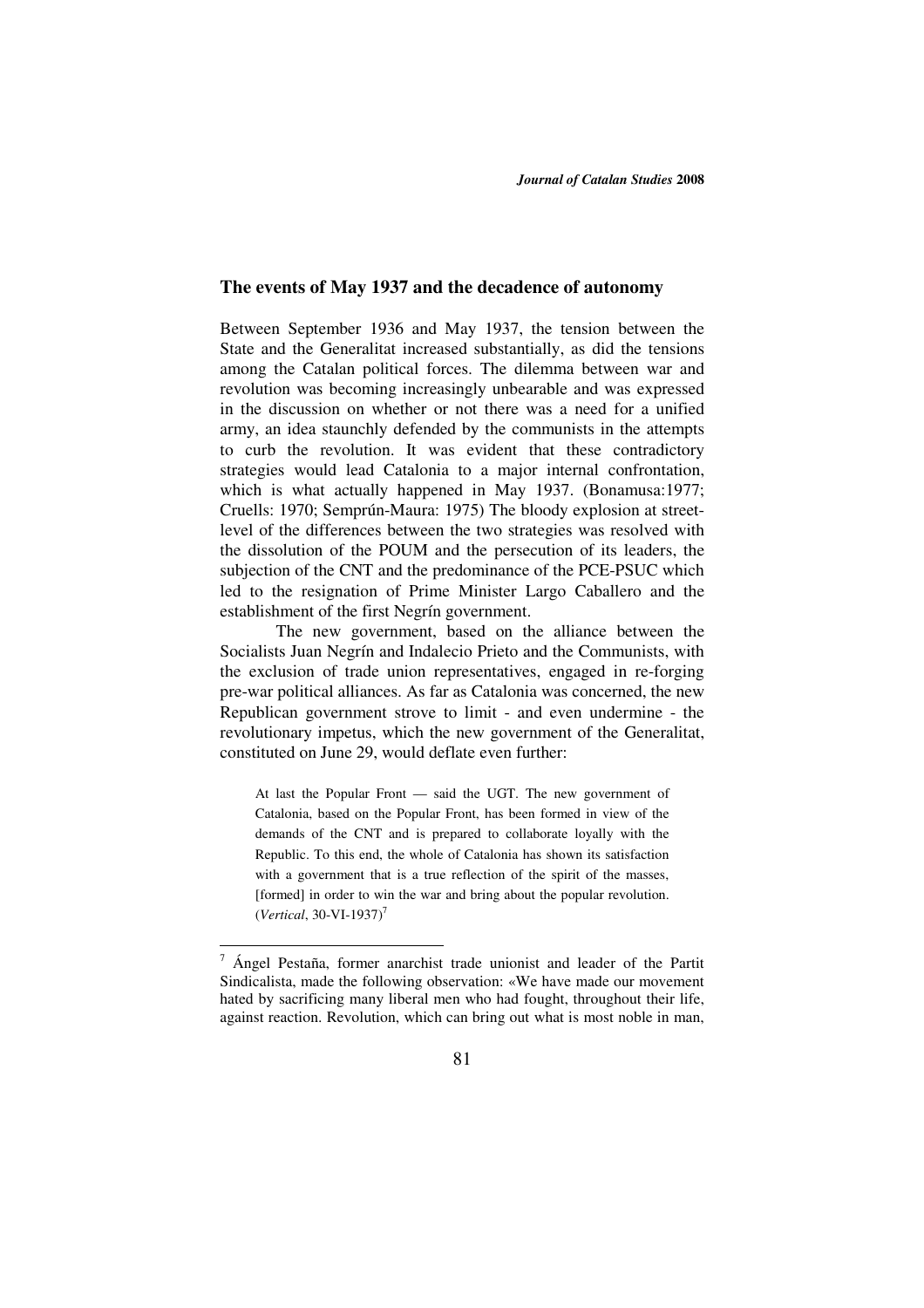## The events of May 1937 and the decadence of autonomy

Between September 1936 and May 1937, the tension between the State and the Generalitat increased substantially, as did the tensions among the Catalan political forces. The dilemma between war and revolution was becoming increasingly unbearable and was expressed in the discussion on whether or not there was a need for a unified army, an idea staunchly defended by the communists in the attempts to curb the revolution. It was evident that these contradictory strategies would lead Catalonia to a major internal confrontation, which is what actually happened in May 1937. (Bonamusa:1977; Cruells: 1970; Semprún-Maura: 1975) The bloody explosion at street-level of the differences between the two strategies was resolved with the dissolution of the POUM and the persecution of its leaders, the subjection of the CNT and the predominance of the PCE-PSUC which led to the resignation of Prime Minister Largo Caballero and the establishment of the first Negrín government.

The new government, based on the alliance between the Socialists Juan Negrín and Indalecio Prieto and the Communists, with the exclusion of trade union representatives, engaged in re-forging pre-war political alliances. As far as Catalonia was concerned, the new Republican government strove to limit - and even undermine - the revolutionary impetus, which the new government of the Generalitat, constituted on June 29, would deflate even further:

> At last the Popular Front — said the UGT. The new government of Catalonia, based on the Popular Front, has been formed in view of the demands of the CNT and is prepared to collaborate loyally with the Republic. To this end, the whole of Catalonia has shown its satisfaction with a government that is a true reflection of the spirit of the masses, [formed] in order to win the war and bring about the popular revolution. (*Vertical*, 30-VI-1937)[7]

---

[7] Ángel Pestaña, former anarchist trade unionist and leader of the Partit Sindicalista, made the following observation: «We have made our movement hated by sacrificing many liberal men who had fought, throughout their life, against reaction. Revolution, which can bring out what is most noble in man,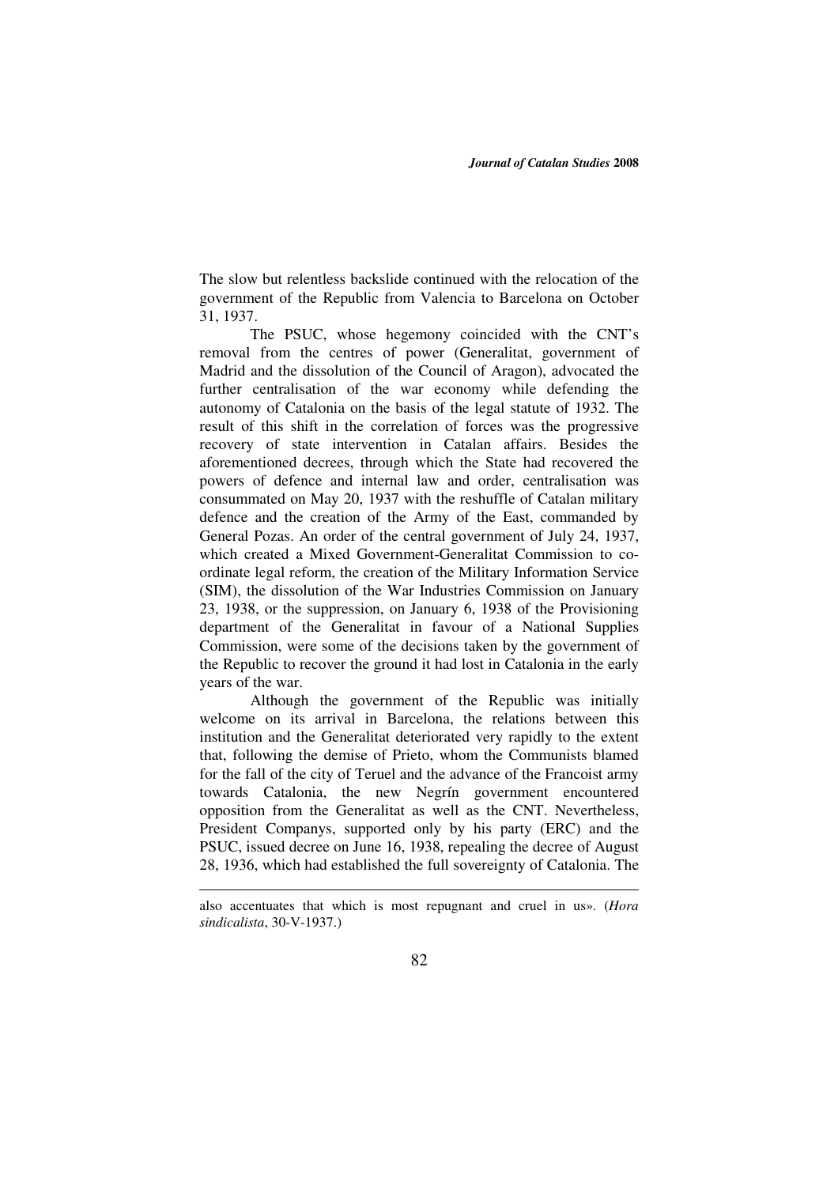The slow but relentless backslide continued with the relocation of the government of the Republic from Valencia to Barcelona on October 31, 1937.

The PSUC, whose hegemony coincided with the CNT's removal from the centres of power (Generalitat, government of Madrid and the dissolution of the Council of Aragon), advocated the further centralisation of the war economy while defending the autonomy of Catalonia on the basis of the legal statute of 1932. The result of this shift in the correlation of forces was the progressive recovery of state intervention in Catalan affairs. Besides the aforementioned decrees, through which the State had recovered the powers of defence and internal law and order, centralisation was consummated on May 20, 1937 with the reshuffle of Catalan military defence and the creation of the Army of the East, commanded by General Pozas. An order of the central government of July 24, 1937, which created a Mixed Government-Generalitat Commission to co-ordinate legal reform, the creation of the Military Information Service (SIM), the dissolution of the War Industries Commission on January 23, 1938, or the suppression, on January 6, 1938 of the Provisioning department of the Generalitat in favour of a National Supplies Commission, were some of the decisions taken by the government of the Republic to recover the ground it had lost in Catalonia in the early years of the war.

Although the government of the Republic was initially welcome on its arrival in Barcelona, the relations between this institution and the Generalitat deteriorated very rapidly to the extent that, following the demise of Prieto, whom the Communists blamed for the fall of the city of Teruel and the advance of the Francoist army towards Catalonia, the new Negrín government encountered opposition from the Generalitat as well as the CNT. Nevertheless, President Companys, supported only by his party (ERC) and the PSUC, issued decree on June 16, 1938, repealing the decree of August 28, 1936, which had established the full sovereignty of Catalonia. The

---

also accentuates that which is most repugnant and cruel in us». (*Hora sindicalista*, 30-V-1937.)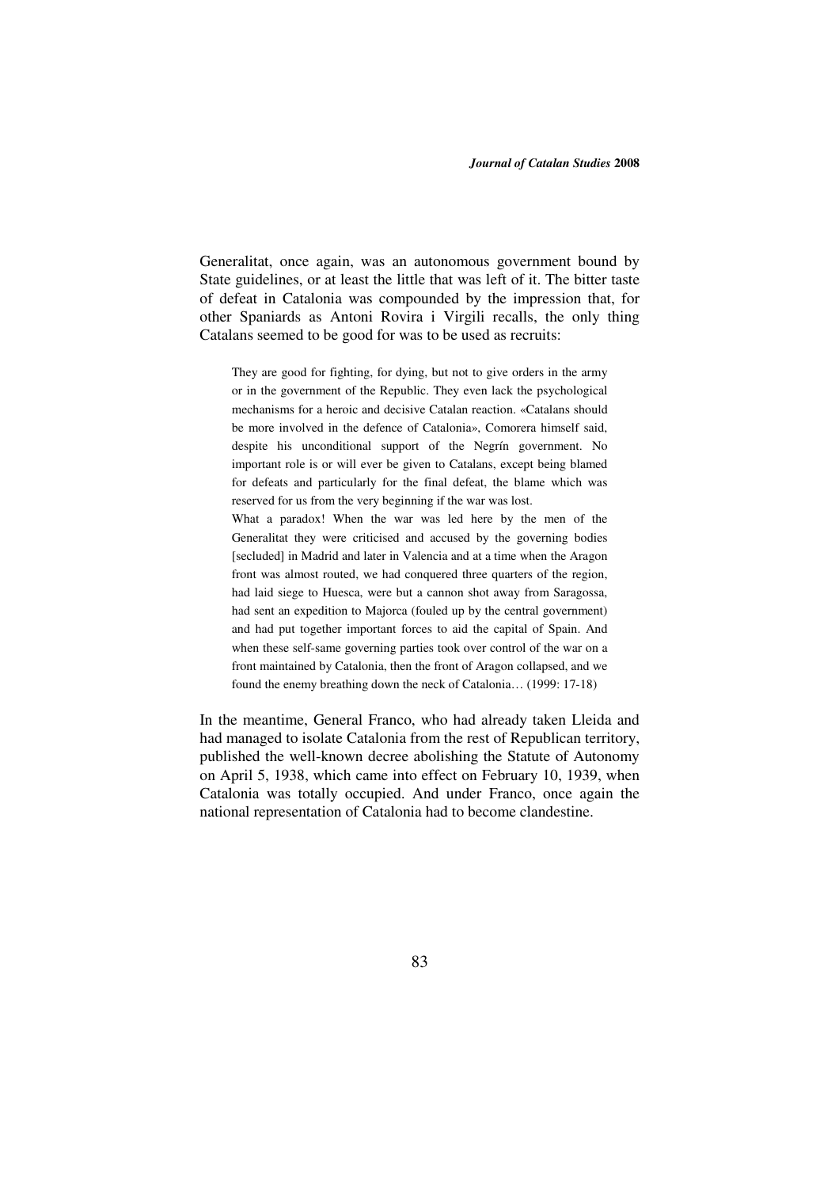Generalitat, once again, was an autonomous government bound by State guidelines, or at least the little that was left of it. The bitter taste of defeat in Catalonia was compounded by the impression that, for other Spaniards as Antoni Rovira i Virgili recalls, the only thing Catalans seemed to be good for was to be used as recruits:

> They are good for fighting, for dying, but not to give orders in the army or in the government of the Republic. They even lack the psychological mechanisms for a heroic and decisive Catalan reaction. «Catalans should be more involved in the defence of Catalonia», Comorera himself said, despite his unconditional support of the Negrín government. No important role is or will ever be given to Catalans, except being blamed for defeats and particularly for the final defeat, the blame which was reserved for us from the very beginning if the war was lost.
>
> What a paradox! When the war was led here by the men of the Generalitat they were criticised and accused by the governing bodies [secluded] in Madrid and later in Valencia and at a time when the Aragon front was almost routed, we had conquered three quarters of the region, had laid siege to Huesca, were but a cannon shot away from Saragossa, had sent an expedition to Majorca (fouled up by the central government) and had put together important forces to aid the capital of Spain. And when these self-same governing parties took over control of the war on a front maintained by Catalonia, then the front of Aragon collapsed, and we found the enemy breathing down the neck of Catalonia… (1999: 17-18)

In the meantime, General Franco, who had already taken Lleida and had managed to isolate Catalonia from the rest of Republican territory, published the well-known decree abolishing the Statute of Autonomy on April 5, 1938, which came into effect on February 10, 1939, when Catalonia was totally occupied. And under Franco, once again the national representation of Catalonia had to become clandestine.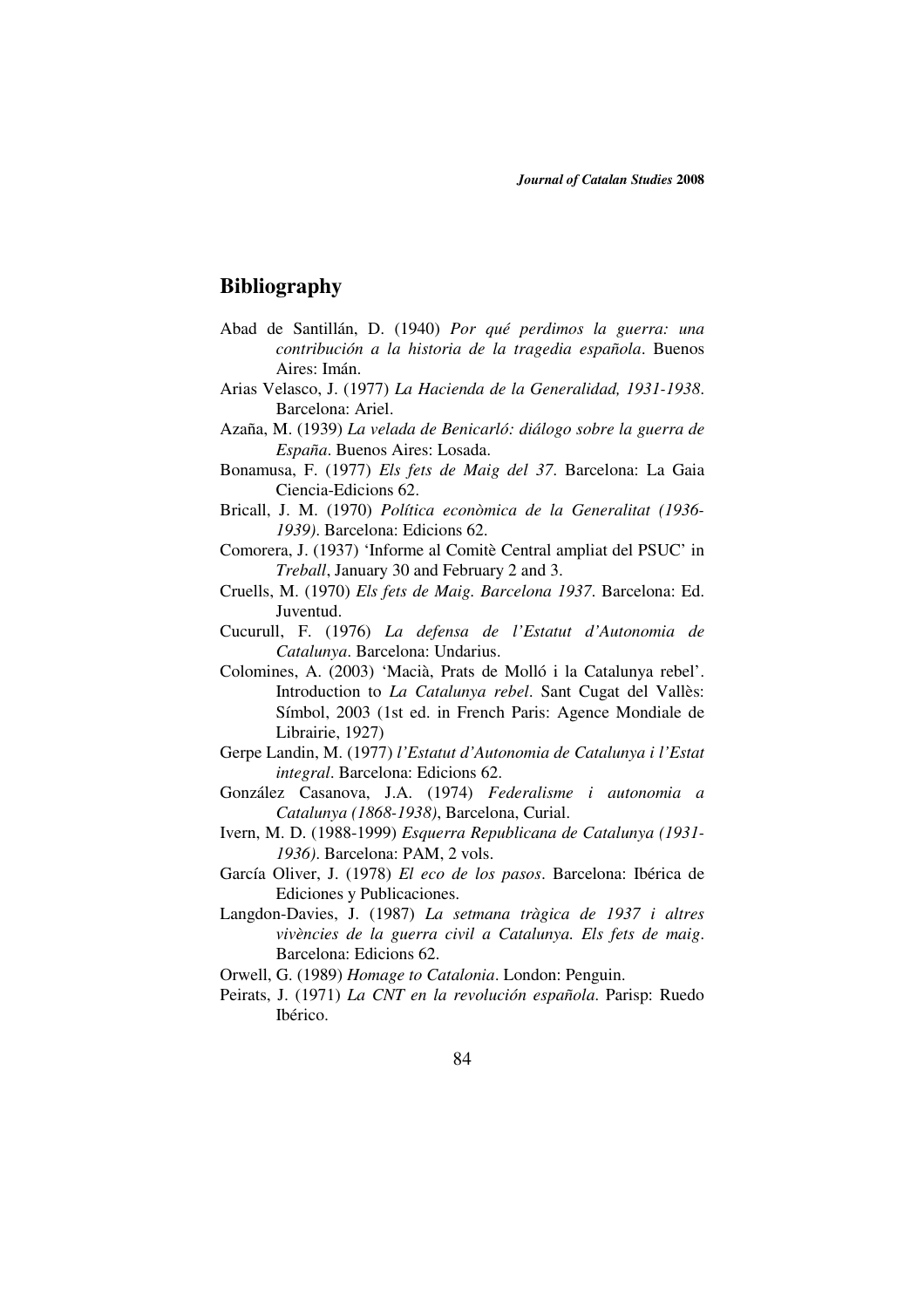## Bibliography

Abad de Santillán, D. (1940) *Por qué perdimos la guerra: una contribución a la historia de la tragedia española*. Buenos Aires: Imán.

Arias Velasco, J. (1977) *La Hacienda de la Generalidad, 1931-1938*. Barcelona: Ariel.

Azaña, M. (1939) *La velada de Benicarló: diálogo sobre la guerra de España*. Buenos Aires: Losada.

Bonamusa, F. (1977) *Els fets de Maig del 37*. Barcelona: La Gaia Ciencia-Edicions 62.

Bricall, J. M. (1970) *Política econòmica de la Generalitat (1936-1939)*. Barcelona: Edicions 62.

Comorera, J. (1937) 'Informe al Comitè Central ampliat del PSUC' in *Treball*, January 30 and February 2 and 3.

Cruells, M. (1970) *Els fets de Maig. Barcelona 1937*. Barcelona: Ed. Juventud.

Cucurull, F. (1976) *La defensa de l'Estatut d'Autonomia de Catalunya*. Barcelona: Undarius.

Colomines, A. (2003) 'Macià, Prats de Molló i la Catalunya rebel'. Introduction to *La Catalunya rebel*. Sant Cugat del Vallès: Símbol, 2003 (1st ed. in French Paris: Agence Mondiale de Librairie, 1927)

Gerpe Landin, M. (1977) *l'Estatut d'Autonomia de Catalunya i l'Estat integral*. Barcelona: Edicions 62.

González Casanova, J.A. (1974) *Federalisme i autonomia a Catalunya (1868-1938)*, Barcelona, Curial.

Ivern, M. D. (1988-1999) *Esquerra Republicana de Catalunya (1931-1936)*. Barcelona: PAM, 2 vols.

García Oliver, J. (1978) *El eco de los pasos*. Barcelona: Ibérica de Ediciones y Publicaciones.

Langdon-Davies, J. (1987) *La setmana tràgica de 1937 i altres vivències de la guerra civil a Catalunya. Els fets de maig*. Barcelona: Edicions 62.

Orwell, G. (1989) *Homage to Catalonia*. London: Penguin.

Peirats, J. (1971) *La CNT en la revolución española*. Parisp: Ruedo Ibérico.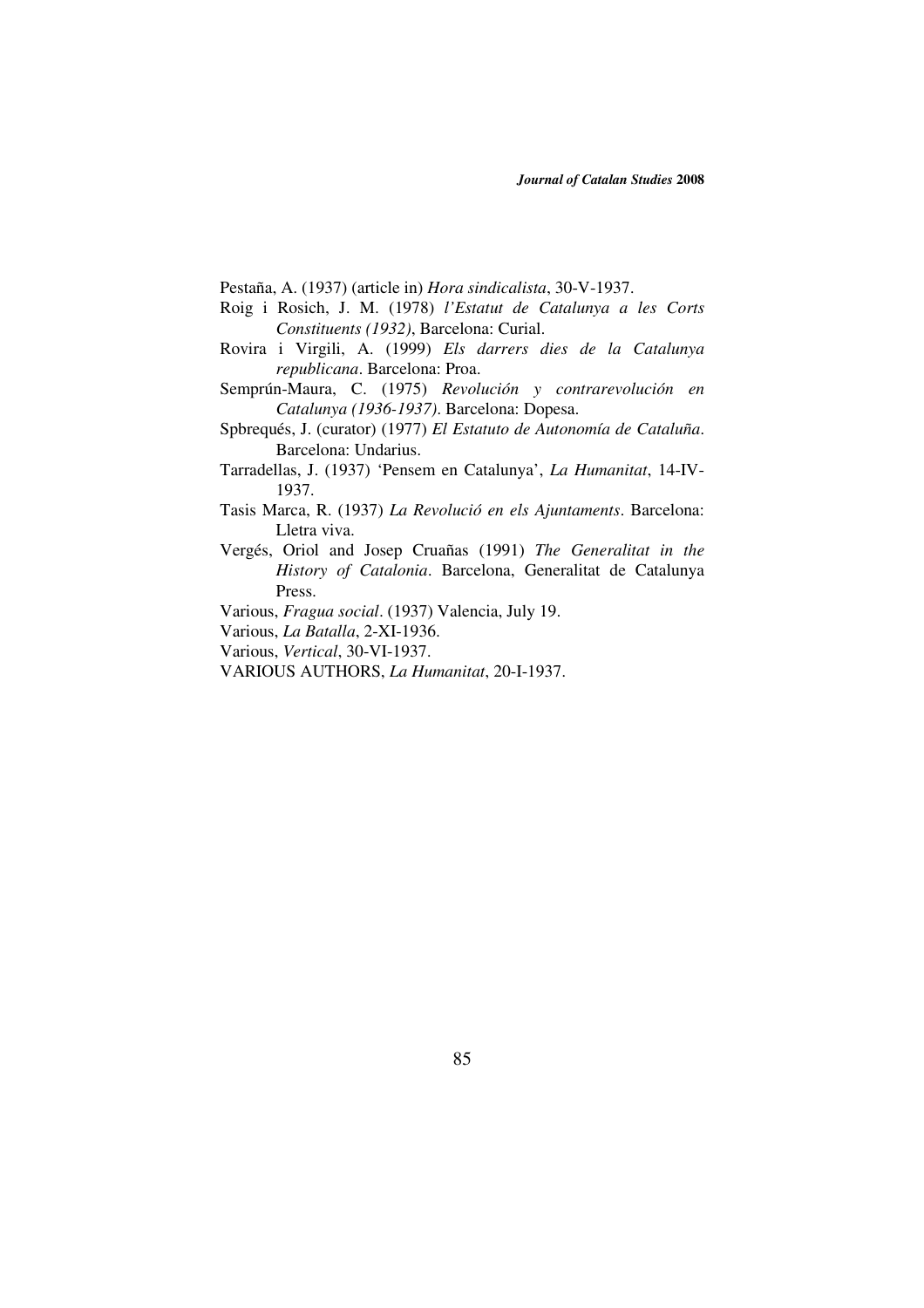Pestaña, A. (1937) (article in) *Hora sindicalista*, 30-V-1937.

Roig i Rosich, J. M. (1978) *l'Estatut de Catalunya a les Corts Constituents (1932)*, Barcelona: Curial.

Rovira i Virgili, A. (1999) *Els darrers dies de la Catalunya republicana*. Barcelona: Proa.

Semprún-Maura, C. (1975) *Revolución y contrarevolución en Catalunya (1936-1937)*. Barcelona: Dopesa.

Spbrequés, J. (curator) (1977) *El Estatuto de Autonomía de Cataluña*. Barcelona: Undarius.

Tarradellas, J. (1937) 'Pensem en Catalunya', *La Humanitat*, 14-IV-1937.

Tasis Marca, R. (1937) *La Revolució en els Ajuntaments*. Barcelona: Lletra viva.

Vergés, Oriol and Josep Cruañas (1991) *The Generalitat in the History of Catalonia*. Barcelona, Generalitat de Catalunya Press.

Various, *Fragua social*. (1937) Valencia, July 19.

Various, *La Batalla*, 2-XI-1936.

Various, *Vertical*, 30-VI-1937.

VARIOUS AUTHORS, *La Humanitat*, 20-I-1937.